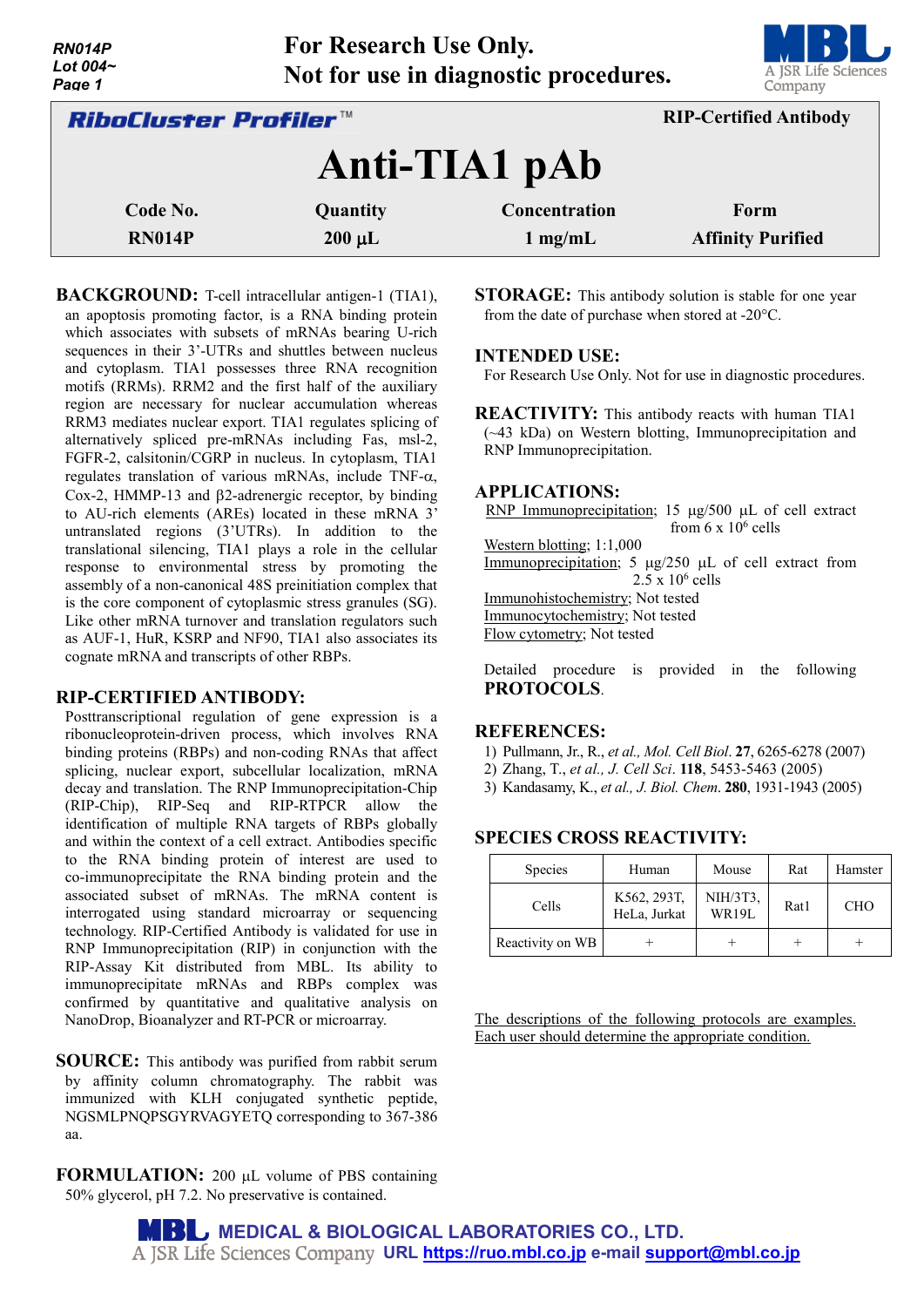**For Research Use Only.**
**Not for use in diagnostic procedures.**

**RiboCluster Profiler™** — **RIP-Certified Antibody**

# Anti-TIA1 pAb

| Code No. | Quantity | Concentration | Form |
|---|---|---|---|
| RN014P | 200 µL | 1 mg/mL | Affinity Purified |

**BACKGROUND:** T-cell intracellular antigen-1 (TIA1), an apoptosis promoting factor, is a RNA binding protein which associates with subsets of mRNAs bearing U-rich sequences in their 3'-UTRs and shuttles between nucleus and cytoplasm. TIA1 possesses three RNA recognition motifs (RRMs). RRM2 and the first half of the auxiliary region are necessary for nuclear accumulation whereas RRM3 mediates nuclear export. TIA1 regulates splicing of alternatively spliced pre-mRNAs including Fas, msl-2, FGFR-2, calsitonin/CGRP in nucleus. In cytoplasm, TIA1 regulates translation of various mRNAs, include TNF-α, Cox-2, HMMP-13 and β2-adrenergic receptor, by binding to AU-rich elements (AREs) located in these mRNA 3' untranslated regions (3'UTRs). In addition to the translational silencing, TIA1 plays a role in the cellular response to environmental stress by promoting the assembly of a non-canonical 48S preinitiation complex that is the core component of cytoplasmic stress granules (SG). Like other mRNA turnover and translation regulators such as AUF-1, HuR, KSRP and NF90, TIA1 also associates its cognate mRNA and transcripts of other RBPs.

**RIP-CERTIFIED ANTIBODY:**
Posttranscriptional regulation of gene expression is a ribonucleoprotein-driven process, which involves RNA binding proteins (RBPs) and non-coding RNAs that affect splicing, nuclear export, subcellular localization, mRNA decay and translation. The RNP Immunoprecipitation-Chip (RIP-Chip), RIP-Seq and RIP-RTPCR allow the identification of multiple RNA targets of RBPs globally and within the context of a cell extract. Antibodies specific to the RNA binding protein of interest are used to co-immunoprecipitate the RNA binding protein and the associated subset of mRNAs. The mRNA content is interrogated using standard microarray or sequencing technology. RIP-Certified Antibody is validated for use in RNP Immunoprecipitation (RIP) in conjunction with the RIP-Assay Kit distributed from MBL. Its ability to immunoprecipitate mRNAs and RBPs complex was confirmed by quantitative and qualitative analysis on NanoDrop, Bioanalyzer and RT-PCR or microarray.

**SOURCE:** This antibody was purified from rabbit serum by affinity column chromatography. The rabbit was immunized with KLH conjugated synthetic peptide, NGSMLPNQPSGYRVAGYETQ corresponding to 367-386 aa.

**FORMULATION:** 200 µL volume of PBS containing 50% glycerol, pH 7.2. No preservative is contained.

**STORAGE:** This antibody solution is stable for one year from the date of purchase when stored at -20°C.

**INTENDED USE:**
For Research Use Only. Not for use in diagnostic procedures.

**REACTIVITY:** This antibody reacts with human TIA1 (~43 kDa) on Western blotting, Immunoprecipitation and RNP Immunoprecipitation.

**APPLICATIONS:**
- RNP Immunoprecipitation; 15 µg/500 µL of cell extract from 6 x $10^6$ cells
- Western blotting; 1:1,000
- Immunoprecipitation; 5 µg/250 µL of cell extract from 2.5 x $10^6$ cells
- Immunohistochemistry; Not tested
- Immunocytochemistry; Not tested
- Flow cytometry; Not tested

Detailed procedure is provided in the following **PROTOCOLS**.

**REFERENCES:**
1) Pullmann, Jr., R., *et al., Mol. Cell Biol*. **27**, 6265-6278 (2007)
2) Zhang, T., *et al., J. Cell Sci*. **118**, 5453-5463 (2005)
3) Kandasamy, K., *et al., J. Biol. Chem*. **280**, 1931-1943 (2005)

**SPECIES CROSS REACTIVITY:**

| Species | Human | Mouse | Rat | Hamster |
|---|---|---|---|---|
| Cells | K562, 293T, HeLa, Jurkat | NIH/3T3, WR19L | Rat1 | CHO |
| Reactivity on WB | + | + | + | + |

The descriptions of the following protocols are examples. Each user should determine the appropriate condition.

**MEDICAL & BIOLOGICAL LABORATORIES CO., LTD.**
A JSR Life Sciences Company URL https://ruo.mbl.co.jp e-mail support@mbl.co.jp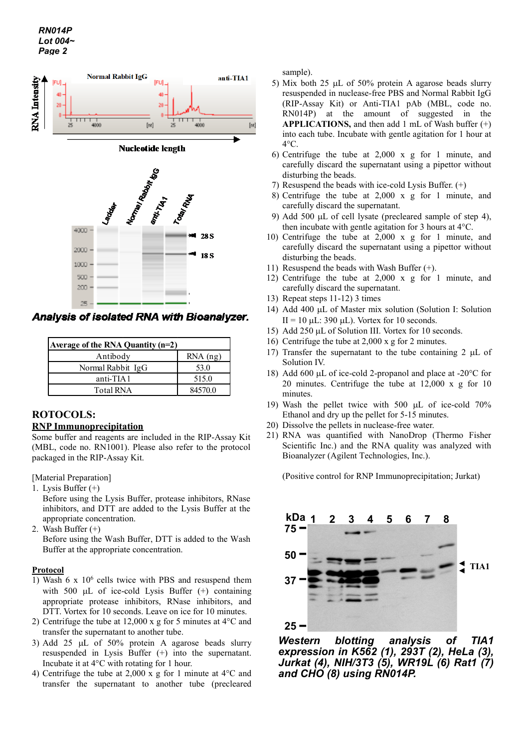*Analysis of isolated RNA with Bioanalyzer.*

| Average of the RNA Quantity (n=2) | |
|---|---|
| Antibody | RNA (ng) |
| Normal Rabbit IgG | 53.0 |
| anti-TIA1 | 515.0 |
| Total RNA | 84570.0 |

## ROTOCOLS:

### RNP Immunoprecipitation

Some buffer and reagents are included in the RIP-Assay Kit (MBL, code no. RN1001). Please also refer to the protocol packaged in the RIP-Assay Kit.

[Material Preparation]

1. Lysis Buffer (+)
   Before using the Lysis Buffer, protease inhibitors, RNase inhibitors, and DTT are added to the Lysis Buffer at the appropriate concentration.
2. Wash Buffer (+)
   Before using the Wash Buffer, DTT is added to the Wash Buffer at the appropriate concentration.

**Protocol**

1) Wash 6 x $10^6$ cells twice with PBS and resuspend them with 500 μL of ice-cold Lysis Buffer (+) containing appropriate protease inhibitors, RNase inhibitors, and DTT. Vortex for 10 seconds. Leave on ice for 10 minutes.
2) Centrifuge the tube at 12,000 x g for 5 minutes at 4°C and transfer the supernatant to another tube.
3) Add 25 μL of 50% protein A agarose beads slurry resuspended in Lysis Buffer (+) into the supernatant. Incubate it at 4°C with rotating for 1 hour.
4) Centrifuge the tube at 2,000 x g for 1 minute at 4°C and transfer the supernatant to another tube (precleared sample).
5) Mix both 25 μL of 50% protein A agarose beads slurry resuspended in nuclease-free PBS and Normal Rabbit IgG (RIP-Assay Kit) or Anti-TIA1 pAb (MBL, code no. RN014P) at the amount of suggested in the **APPLICATIONS,** and then add 1 mL of Wash buffer (+) into each tube. Incubate with gentle agitation for 1 hour at 4°C.
6) Centrifuge the tube at 2,000 x g for 1 minute, and carefully discard the supernatant using a pipettor without disturbing the beads.
7) Resuspend the beads with ice-cold Lysis Buffer. (+)
8) Centrifuge the tube at 2,000 x g for 1 minute, and carefully discard the supernatant.
9) Add 500 μL of cell lysate (precleared sample of step 4), then incubate with gentle agitation for 3 hours at 4°C.
10) Centrifuge the tube at 2,000 x g for 1 minute, and carefully discard the supernatant using a pipettor without disturbing the beads.
11) Resuspend the beads with Wash Buffer (+).
12) Centrifuge the tube at 2,000 x g for 1 minute, and carefully discard the supernatant.
13) Repeat steps 11-12) 3 times
14) Add 400 μL of Master mix solution (Solution I: Solution II = 10 μL: 390 μL). Vortex for 10 seconds.
15) Add 250 μL of Solution III. Vortex for 10 seconds.
16) Centrifuge the tube at 2,000 x g for 2 minutes.
17) Transfer the supernatant to the tube containing 2 μL of Solution IV.
18) Add 600 μL of ice-cold 2-propanol and place at -20°C for 20 minutes. Centrifuge the tube at 12,000 x g for 10 minutes.
19) Wash the pellet twice with 500 μL of ice-cold 70% Ethanol and dry up the pellet for 5-15 minutes.
20) Dissolve the pellets in nuclease-free water.
21) RNA was quantified with NanoDrop (Thermo Fisher Scientific Inc.) and the RNA quality was analyzed with Bioanalyzer (Agilent Technologies, Inc.).

(Positive control for RNP Immunoprecipitation; Jurkat)

***Western blotting analysis of TIA1 expression in K562 (1), 293T (2), HeLa (3), Jurkat (4), NIH/3T3 (5), WR19L (6) Rat1 (7) and CHO (8) using RN014P.***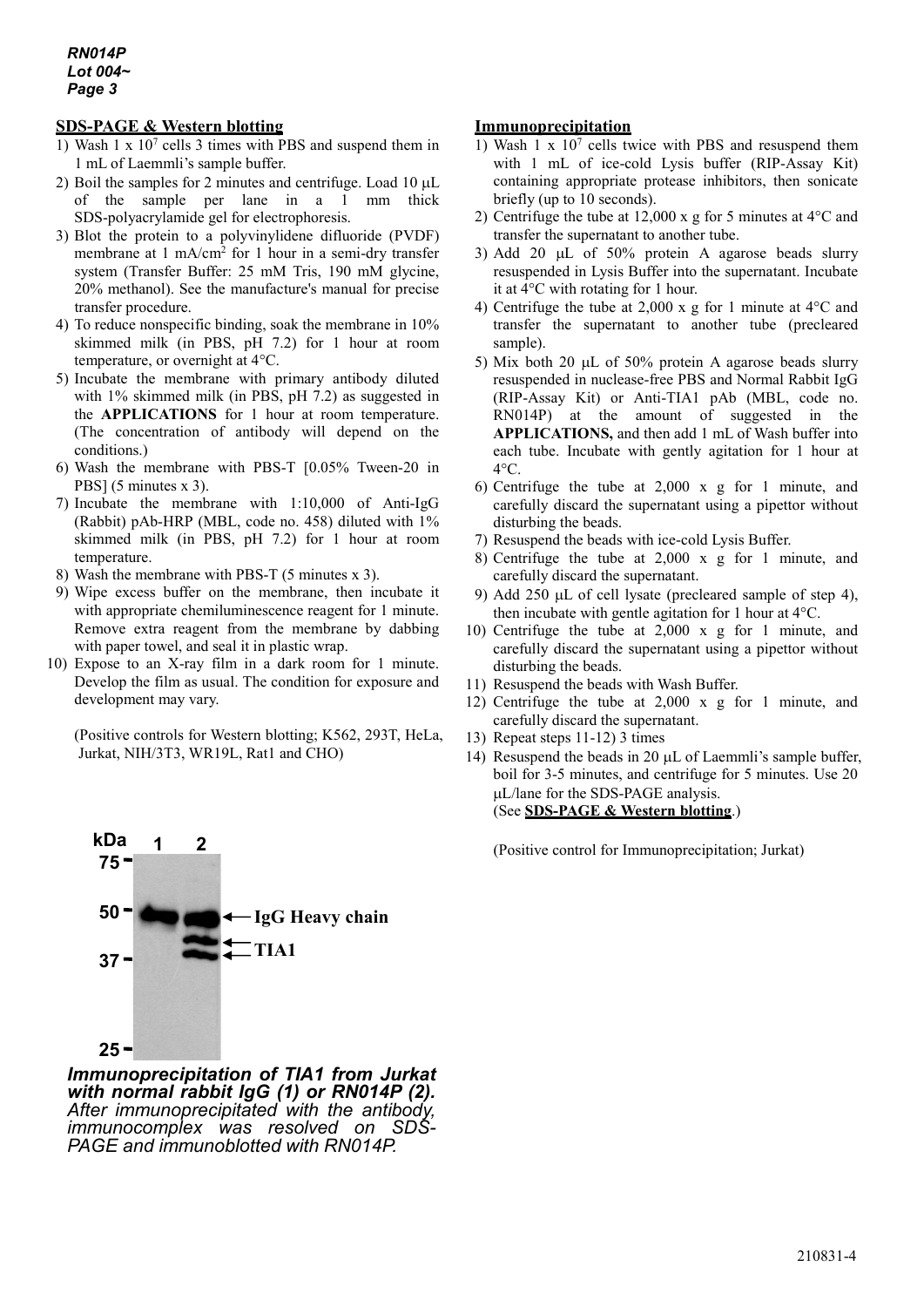## SDS-PAGE & Western blotting

1) Wash 1 x $10^7$ cells 3 times with PBS and suspend them in 1 mL of Laemmli's sample buffer.
2) Boil the samples for 2 minutes and centrifuge. Load 10 μL of the sample per lane in a 1 mm thick SDS-polyacrylamide gel for electrophoresis.
3) Blot the protein to a polyvinylidene difluoride (PVDF) membrane at 1 mA/$cm^2$ for 1 hour in a semi-dry transfer system (Transfer Buffer: 25 mM Tris, 190 mM glycine, 20% methanol). See the manufacture's manual for precise transfer procedure.
4) To reduce nonspecific binding, soak the membrane in 10% skimmed milk (in PBS, pH 7.2) for 1 hour at room temperature, or overnight at 4°C.
5) Incubate the membrane with primary antibody diluted with 1% skimmed milk (in PBS, pH 7.2) as suggested in the **APPLICATIONS** for 1 hour at room temperature. (The concentration of antibody will depend on the conditions.)
6) Wash the membrane with PBS-T [0.05% Tween-20 in PBS] (5 minutes x 3).
7) Incubate the membrane with 1:10,000 of Anti-IgG (Rabbit) pAb-HRP (MBL, code no. 458) diluted with 1% skimmed milk (in PBS, pH 7.2) for 1 hour at room temperature.
8) Wash the membrane with PBS-T (5 minutes x 3).
9) Wipe excess buffer on the membrane, then incubate it with appropriate chemiluminescence reagent for 1 minute. Remove extra reagent from the membrane by dabbing with paper towel, and seal it in plastic wrap.
10) Expose to an X-ray film in a dark room for 1 minute. Develop the film as usual. The condition for exposure and development may vary.

(Positive controls for Western blotting; K562, 293T, HeLa, Jurkat, NIH/3T3, WR19L, Rat1 and CHO)

kDa 1 2
75
50
37
25
IgG Heavy chain
TIA1

***Immunoprecipitation of TIA1 from Jurkat with normal rabbit IgG (1) or RN014P (2).***
*After immunoprecipitated with the antibody, immunocomplex was resolved on SDS-PAGE and immunoblotted with RN014P.*

## Immunoprecipitation

1) Wash 1 x $10^7$ cells twice with PBS and resuspend them with 1 mL of ice-cold Lysis buffer (RIP-Assay Kit) containing appropriate protease inhibitors, then sonicate briefly (up to 10 seconds).
2) Centrifuge the tube at 12,000 x g for 5 minutes at 4°C and transfer the supernatant to another tube.
3) Add 20 μL of 50% protein A agarose beads slurry resuspended in Lysis Buffer into the supernatant. Incubate it at 4°C with rotating for 1 hour.
4) Centrifuge the tube at 2,000 x g for 1 minute at 4°C and transfer the supernatant to another tube (precleared sample).
5) Mix both 20 μL of 50% protein A agarose beads slurry resuspended in nuclease-free PBS and Normal Rabbit IgG (RIP-Assay Kit) or Anti-TIA1 pAb (MBL, code no. RN014P) at the amount of suggested in the **APPLICATIONS,** and then add 1 mL of Wash buffer into each tube. Incubate with gently agitation for 1 hour at 4°C.
6) Centrifuge the tube at 2,000 x g for 1 minute, and carefully discard the supernatant using a pipettor without disturbing the beads.
7) Resuspend the beads with ice-cold Lysis Buffer.
8) Centrifuge the tube at 2,000 x g for 1 minute, and carefully discard the supernatant.
9) Add 250 μL of cell lysate (precleared sample of step 4), then incubate with gentle agitation for 1 hour at 4°C.
10) Centrifuge the tube at 2,000 x g for 1 minute, and carefully discard the supernatant using a pipettor without disturbing the beads.
11) Resuspend the beads with Wash Buffer.
12) Centrifuge the tube at 2,000 x g for 1 minute, and carefully discard the supernatant.
13) Repeat steps 11-12) 3 times
14) Resuspend the beads in 20 μL of Laemmli's sample buffer, boil for 3-5 minutes, and centrifuge for 5 minutes. Use 20 μL/lane for the SDS-PAGE analysis.
(See **SDS-PAGE & Western blotting**.)

(Positive control for Immunoprecipitation; Jurkat)

210831-4